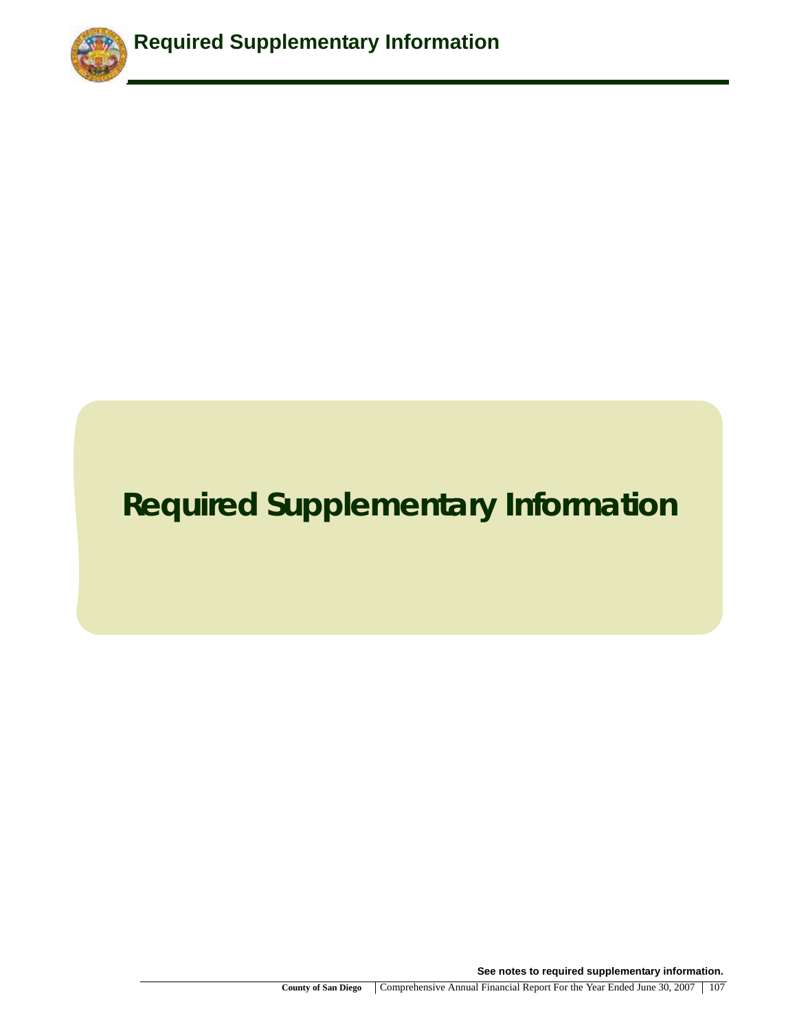# Required Supplementary Information

See notes to required supplementary information.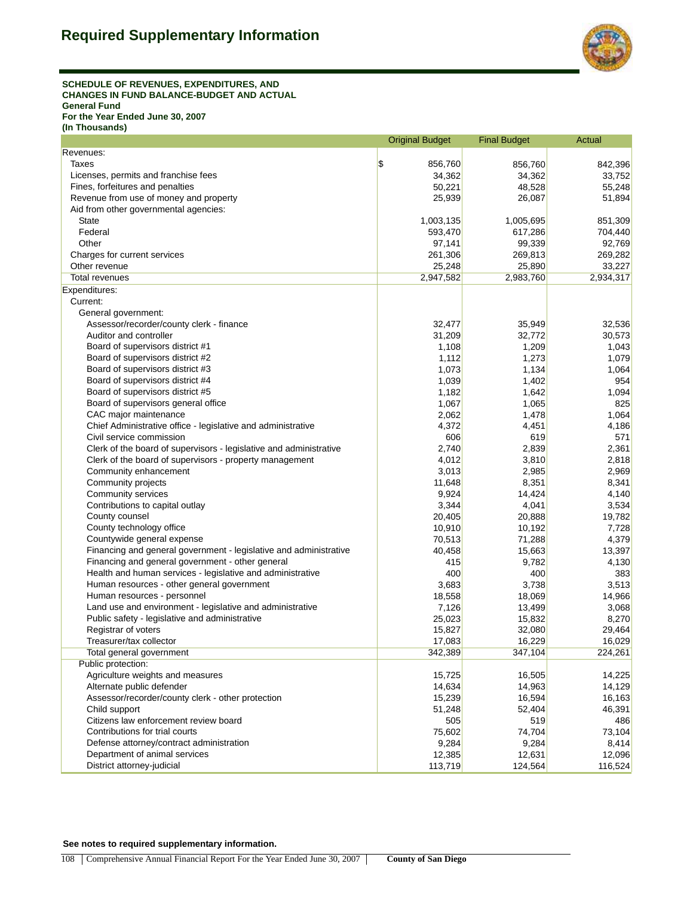# Required Supplementary Information

**SCHEDULE OF REVENUES, EXPENDITURES, AND CHANGES IN FUND BALANCE-BUDGET AND ACTUAL**
**General Fund**
**For the Year Ended June 30, 2007**
**(In Thousands)**

| | Original Budget | Final Budget | Actual |
|---|---|---|---|
| Revenues: | | | |
| Taxes | $ 856,760 | 856,760 | 842,396 |
| Licenses, permits and franchise fees | 34,362 | 34,362 | 33,752 |
| Fines, forfeitures and penalties | 50,221 | 48,528 | 55,248 |
| Revenue from use of money and property | 25,939 | 26,087 | 51,894 |
| Aid from other governmental agencies: | | | |
| State | 1,003,135 | 1,005,695 | 851,309 |
| Federal | 593,470 | 617,286 | 704,440 |
| Other | 97,141 | 99,339 | 92,769 |
| Charges for current services | 261,306 | 269,813 | 269,282 |
| Other revenue | 25,248 | 25,890 | 33,227 |
| Total revenues | 2,947,582 | 2,983,760 | 2,934,317 |
| Expenditures: | | | |
| Current: | | | |
| General government: | | | |
| Assessor/recorder/county clerk - finance | 32,477 | 35,949 | 32,536 |
| Auditor and controller | 31,209 | 32,772 | 30,573 |
| Board of supervisors district #1 | 1,108 | 1,209 | 1,043 |
| Board of supervisors district #2 | 1,112 | 1,273 | 1,079 |
| Board of supervisors district #3 | 1,073 | 1,134 | 1,064 |
| Board of supervisors district #4 | 1,039 | 1,402 | 954 |
| Board of supervisors district #5 | 1,182 | 1,642 | 1,094 |
| Board of supervisors general office | 1,067 | 1,065 | 825 |
| CAC major maintenance | 2,062 | 1,478 | 1,064 |
| Chief Administrative office - legislative and administrative | 4,372 | 4,451 | 4,186 |
| Civil service commission | 606 | 619 | 571 |
| Clerk of the board of supervisors - legislative and administrative | 2,740 | 2,839 | 2,361 |
| Clerk of the board of supervisors - property management | 4,012 | 3,810 | 2,818 |
| Community enhancement | 3,013 | 2,985 | 2,969 |
| Community projects | 11,648 | 8,351 | 8,341 |
| Community services | 9,924 | 14,424 | 4,140 |
| Contributions to capital outlay | 3,344 | 4,041 | 3,534 |
| County counsel | 20,405 | 20,888 | 19,782 |
| County technology office | 10,910 | 10,192 | 7,728 |
| Countywide general expense | 70,513 | 71,288 | 4,379 |
| Financing and general government - legislative and administrative | 40,458 | 15,663 | 13,397 |
| Financing and general government - other general | 415 | 9,782 | 4,130 |
| Health and human services - legislative and administrative | 400 | 400 | 383 |
| Human resources - other general government | 3,683 | 3,738 | 3,513 |
| Human resources - personnel | 18,558 | 18,069 | 14,966 |
| Land use and environment - legislative and administrative | 7,126 | 13,499 | 3,068 |
| Public safety - legislative and administrative | 25,023 | 15,832 | 8,270 |
| Registrar of voters | 15,827 | 32,080 | 29,464 |
| Treasurer/tax collector | 17,083 | 16,229 | 16,029 |
| Total general government | 342,389 | 347,104 | 224,261 |
| Public protection: | | | |
| Agriculture weights and measures | 15,725 | 16,505 | 14,225 |
| Alternate public defender | 14,634 | 14,963 | 14,129 |
| Assessor/recorder/county clerk - other protection | 15,239 | 16,594 | 16,163 |
| Child support | 51,248 | 52,404 | 46,391 |
| Citizens law enforcement review board | 505 | 519 | 486 |
| Contributions for trial courts | 75,602 | 74,704 | 73,104 |
| Defense attorney/contract administration | 9,284 | 9,284 | 8,414 |
| Department of animal services | 12,385 | 12,631 | 12,096 |
| District attorney-judicial | 113,719 | 124,564 | 116,524 |

**See notes to required supplementary information.**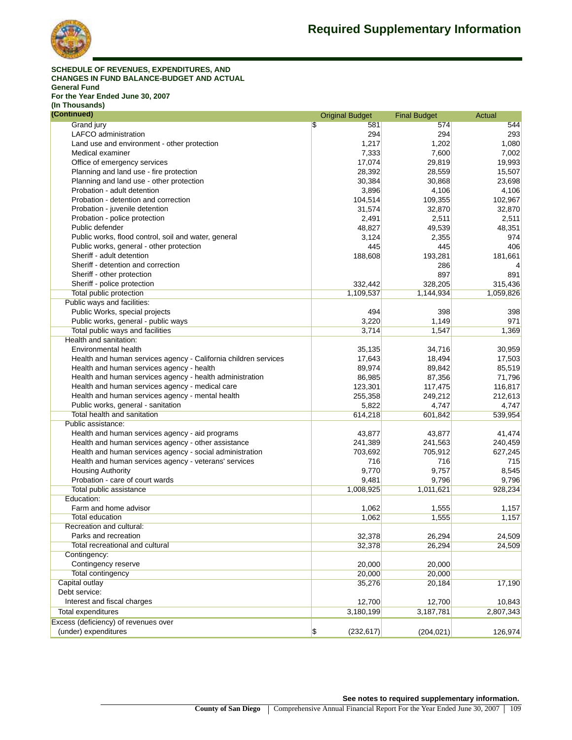## Required Supplementary Information

**SCHEDULE OF REVENUES, EXPENDITURES, AND CHANGES IN FUND BALANCE-BUDGET AND ACTUAL**
**General Fund**
**For the Year Ended June 30, 2007**
**(In Thousands)**
**(Continued)**

| | Original Budget | Final Budget | Actual |
|---|---|---|---|
| Grand jury | $ 581 | 574 | 544 |
| LAFCO administration | 294 | 294 | 293 |
| Land use and environment - other protection | 1,217 | 1,202 | 1,080 |
| Medical examiner | 7,333 | 7,600 | 7,002 |
| Office of emergency services | 17,074 | 29,819 | 19,993 |
| Planning and land use - fire protection | 28,392 | 28,559 | 15,507 |
| Planning and land use - other protection | 30,384 | 30,868 | 23,698 |
| Probation - adult detention | 3,896 | 4,106 | 4,106 |
| Probation - detention and correction | 104,514 | 109,355 | 102,967 |
| Probation - juvenile detention | 31,574 | 32,870 | 32,870 |
| Probation - police protection | 2,491 | 2,511 | 2,511 |
| Public defender | 48,827 | 49,539 | 48,351 |
| Public works, flood control, soil and water, general | 3,124 | 2,355 | 974 |
| Public works, general - other protection | 445 | 445 | 406 |
| Sheriff - adult detention | 188,608 | 193,281 | 181,661 |
| Sheriff - detention and correction | | 286 | 4 |
| Sheriff - other protection | | 897 | 891 |
| Sheriff - police protection | 332,442 | 328,205 | 315,436 |
| Total public protection | 1,109,537 | 1,144,934 | 1,059,826 |
| Public ways and facilities: | | | |
| Public Works, special projects | 494 | 398 | 398 |
| Public works, general - public ways | 3,220 | 1,149 | 971 |
| Total public ways and facilities | 3,714 | 1,547 | 1,369 |
| Health and sanitation: | | | |
| Environmental health | 35,135 | 34,716 | 30,959 |
| Health and human services agency - California children services | 17,643 | 18,494 | 17,503 |
| Health and human services agency - health | 89,974 | 89,842 | 85,519 |
| Health and human services agency - health administration | 86,985 | 87,356 | 71,796 |
| Health and human services agency - medical care | 123,301 | 117,475 | 116,817 |
| Health and human services agency - mental health | 255,358 | 249,212 | 212,613 |
| Public works, general - sanitation | 5,822 | 4,747 | 4,747 |
| Total health and sanitation | 614,218 | 601,842 | 539,954 |
| Public assistance: | | | |
| Health and human services agency - aid programs | 43,877 | 43,877 | 41,474 |
| Health and human services agency - other assistance | 241,389 | 241,563 | 240,459 |
| Health and human services agency - social administration | 703,692 | 705,912 | 627,245 |
| Health and human services agency - veterans' services | 716 | 716 | 715 |
| Housing Authority | 9,770 | 9,757 | 8,545 |
| Probation - care of court wards | 9,481 | 9,796 | 9,796 |
| Total public assistance | 1,008,925 | 1,011,621 | 928,234 |
| Education: | | | |
| Farm and home advisor | 1,062 | 1,555 | 1,157 |
| Total education | 1,062 | 1,555 | 1,157 |
| Recreation and cultural: | | | |
| Parks and recreation | 32,378 | 26,294 | 24,509 |
| Total recreational and cultural | 32,378 | 26,294 | 24,509 |
| Contingency: | | | |
| Contingency reserve | 20,000 | 20,000 | |
| Total contingency | 20,000 | 20,000 | |
| Capital outlay | 35,276 | 20,184 | 17,190 |
| Debt service: | | | |
| Interest and fiscal charges | 12,700 | 12,700 | 10,843 |
| Total expenditures | 3,180,199 | 3,187,781 | 2,807,343 |
| Excess (deficiency) of revenues over (under) expenditures | $ (232,617) | (204,021) | 126,974 |

**See notes to required supplementary information.**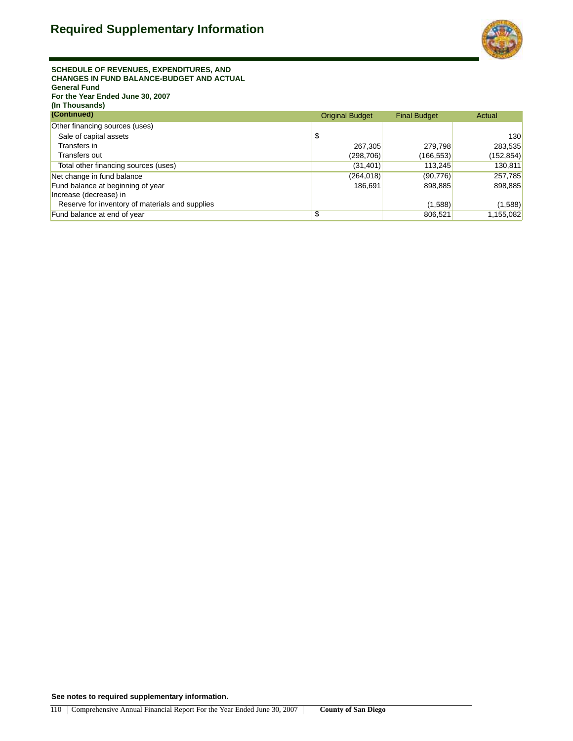# Required Supplementary Information

**SCHEDULE OF REVENUES, EXPENDITURES, AND CHANGES IN FUND BALANCE-BUDGET AND ACTUAL**
**General Fund**
**For the Year Ended June 30, 2007**
**(In Thousands)**

| (Continued) | Original Budget | Final Budget | Actual |
|---|---|---|---|
| Other financing sources (uses) | | | |
| Sale of capital assets | $ | | 130 |
| Transfers in | 267,305 | 279,798 | 283,535 |
| Transfers out | (298,706) | (166,553) | (152,854) |
| Total other financing sources (uses) | (31,401) | 113,245 | 130,811 |
| Net change in fund balance | (264,018) | (90,776) | 257,785 |
| Fund balance at beginning of year | 186,691 | 898,885 | 898,885 |
| Increase (decrease) in | | | |
| Reserve for inventory of materials and supplies | | (1,588) | (1,588) |
| Fund balance at end of year | $ | 806,521 | 1,155,082 |

**See notes to required supplementary information.**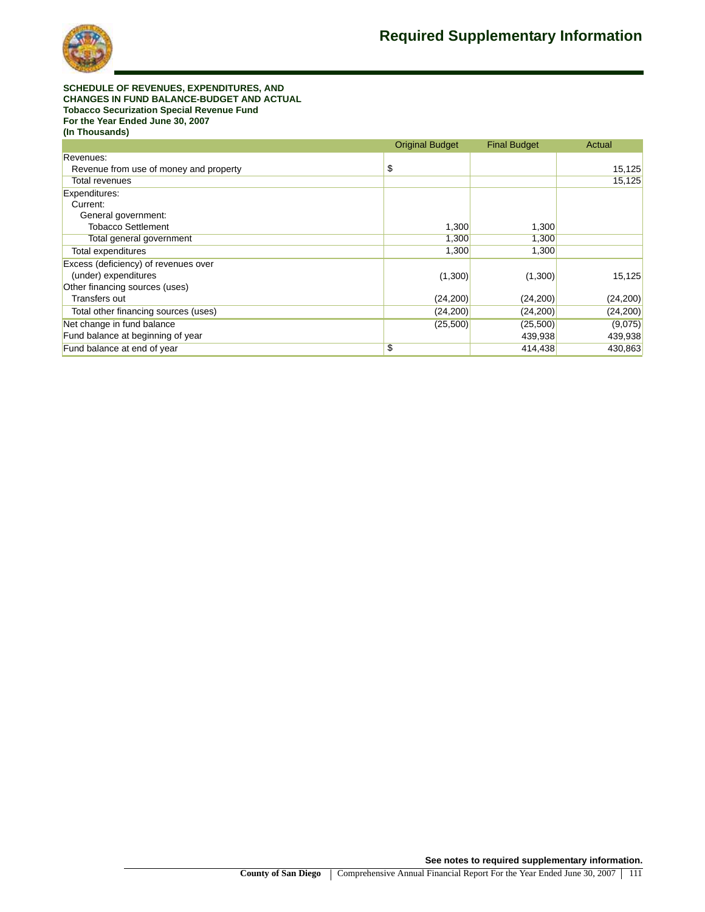# Required Supplementary Information

**SCHEDULE OF REVENUES, EXPENDITURES, AND CHANGES IN FUND BALANCE-BUDGET AND ACTUAL**
**Tobacco Securization Special Revenue Fund**
**For the Year Ended June 30, 2007**
**(In Thousands)**

| | Original Budget | Final Budget | Actual |
|---|---|---|---|
| Revenues: | | | |
| Revenue from use of money and property | $ | | 15,125 |
| Total revenues | | | 15,125 |
| Expenditures: | | | |
| Current: | | | |
| General government: | | | |
| Tobacco Settlement | 1,300 | 1,300 | |
| Total general government | 1,300 | 1,300 | |
| Total expenditures | 1,300 | 1,300 | |
| Excess (deficiency) of revenues over (under) expenditures | (1,300) | (1,300) | 15,125 |
| Other financing sources (uses) | | | |
| Transfers out | (24,200) | (24,200) | (24,200) |
| Total other financing sources (uses) | (24,200) | (24,200) | (24,200) |
| Net change in fund balance | (25,500) | (25,500) | (9,075) |
| Fund balance at beginning of year | | 439,938 | 439,938 |
| Fund balance at end of year | $ | 414,438 | 430,863 |

**See notes to required supplementary information.**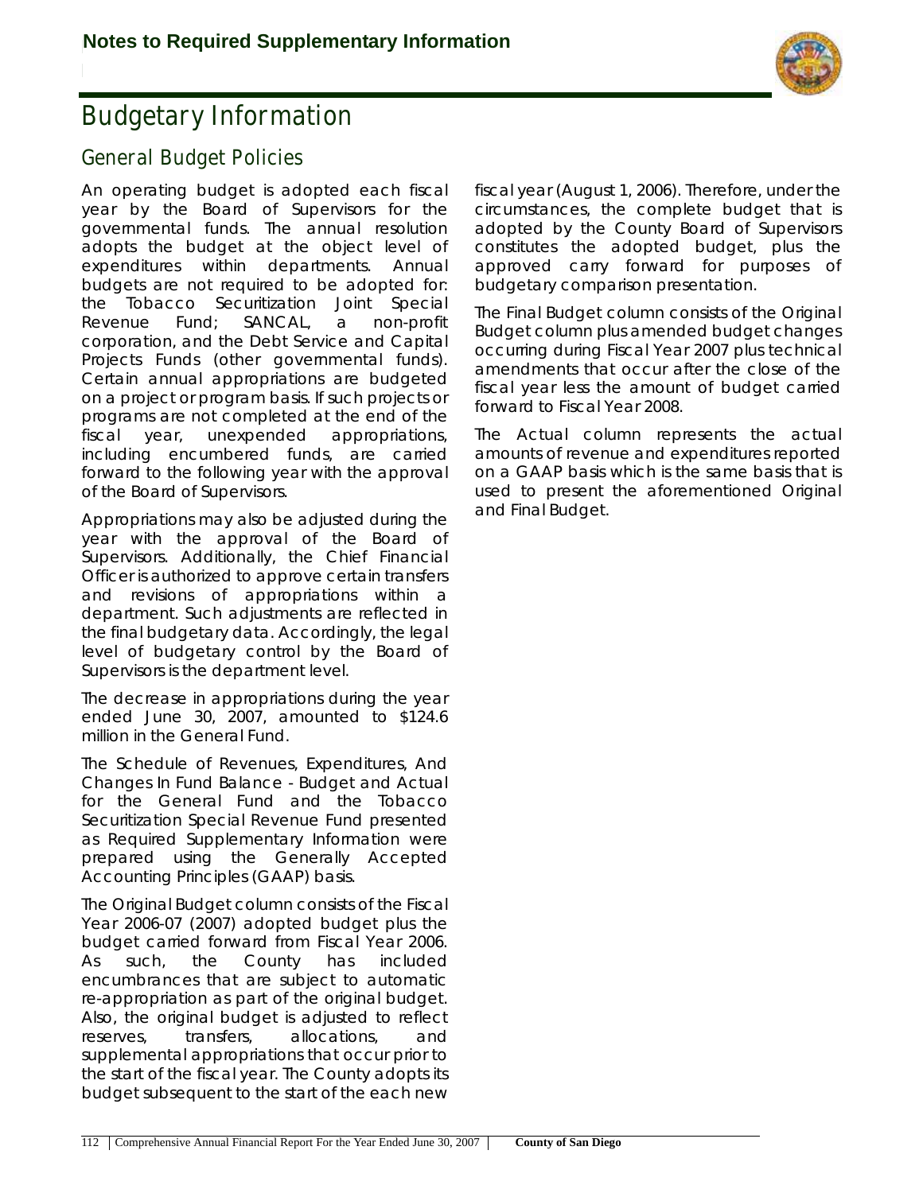# Notes to Required Supplementary Information

## Budgetary Information

### General Budget Policies

An operating budget is adopted each fiscal year by the Board of Supervisors for the governmental funds. The annual resolution adopts the budget at the object level of expenditures within departments. Annual budgets are not required to be adopted for: the Tobacco Securitization Joint Special Revenue Fund; SANCAL, a non-profit corporation, and the Debt Service and Capital Projects Funds (other governmental funds). Certain annual appropriations are budgeted on a project or program basis. If such projects or programs are not completed at the end of the fiscal year, unexpended appropriations, including encumbered funds, are carried forward to the following year with the approval of the Board of Supervisors.

Appropriations may also be adjusted during the year with the approval of the Board of Supervisors. Additionally, the Chief Financial Officer is authorized to approve certain transfers and revisions of appropriations within a department. Such adjustments are reflected in the final budgetary data. Accordingly, the legal level of budgetary control by the Board of Supervisors is the department level.

The decrease in appropriations during the year ended June 30, 2007, amounted to $124.6 million in the General Fund.

The Schedule of Revenues, Expenditures, And Changes In Fund Balance - Budget and Actual for the General Fund and the Tobacco Securitization Special Revenue Fund presented as Required Supplementary Information were prepared using the Generally Accepted Accounting Principles (GAAP) basis.

The Original Budget column consists of the Fiscal Year 2006-07 (2007) adopted budget plus the budget carried forward from Fiscal Year 2006. As such, the County has included encumbrances that are subject to automatic re-appropriation as part of the original budget. Also, the original budget is adjusted to reflect reserves, transfers, allocations, and supplemental appropriations that occur prior to the start of the fiscal year. The County adopts its budget subsequent to the start of the each new fiscal year (August 1, 2006). Therefore, under the circumstances, the complete budget that is adopted by the County Board of Supervisors constitutes the adopted budget, plus the approved carry forward for purposes of budgetary comparison presentation.

The Final Budget column consists of the Original Budget column plus amended budget changes occurring during Fiscal Year 2007 plus technical amendments that occur after the close of the fiscal year less the amount of budget carried forward to Fiscal Year 2008.

The Actual column represents the actual amounts of revenue and expenditures reported on a GAAP basis which is the same basis that is used to present the aforementioned Original and Final Budget.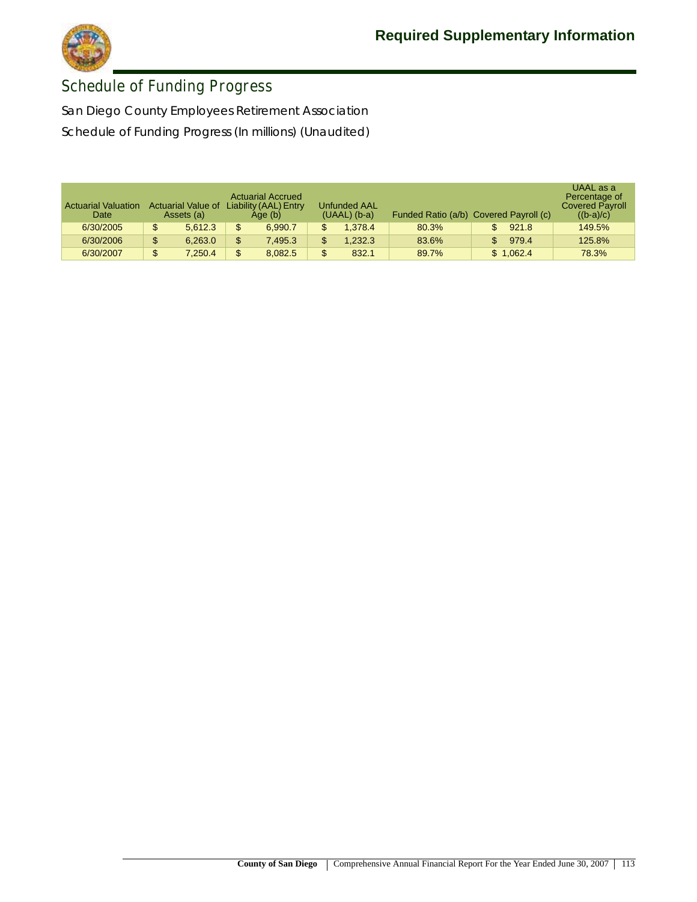# Required Supplementary Information

## Schedule of Funding Progress

San Diego County Employees Retirement Association

Schedule of Funding Progress (In millions) (Unaudited)

| Actuarial Valuation Date | Actuarial Value of Assets (a) | Actuarial Accrued Liability (AAL) Entry Age (b) | Unfunded AAL (UAAL) (b-a) | Funded Ratio (a/b) | Covered Payroll (c) | UAAL as a Percentage of Covered Payroll ((b-a)/c) |
|---|---|---|---|---|---|---|
| 6/30/2005 | $ 5,612.3 | $ 6,990.7 | $ 1,378.4 | 80.3% | $ 921.8 | 149.5% |
| 6/30/2006 | $ 6,263.0 | $ 7,495.3 | $ 1,232.3 | 83.6% | $ 979.4 | 125.8% |
| 6/30/2007 | $ 7,250.4 | $ 8,082.5 | $ 832.1 | 89.7% | $ 1,062.4 | 78.3% |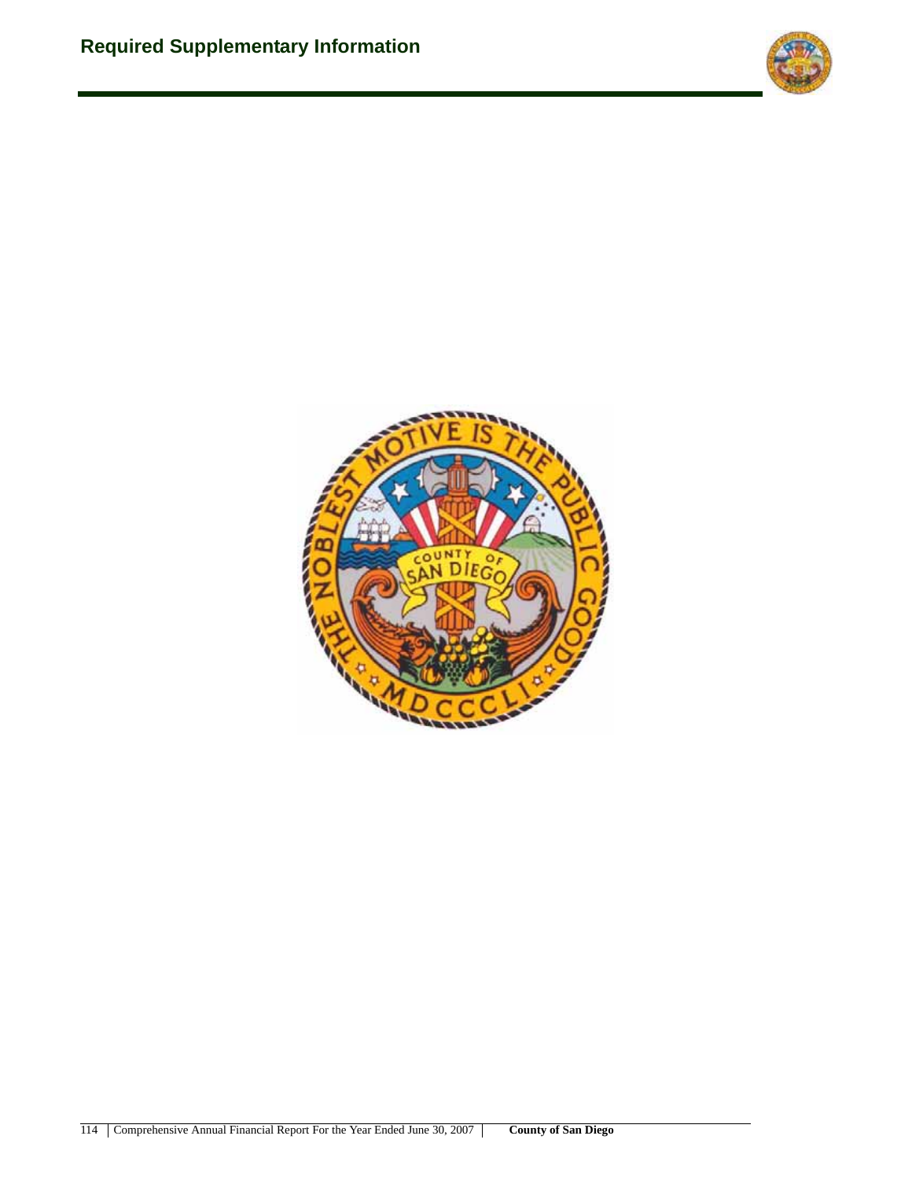# Required Supplementary Information